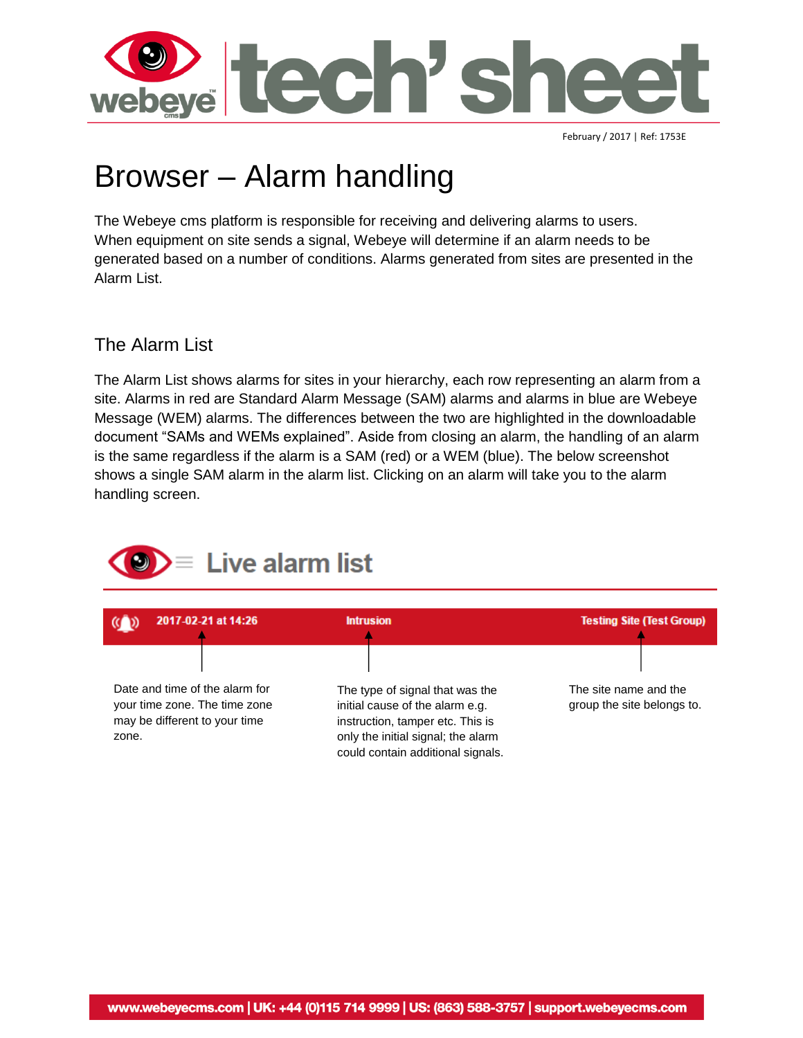February / 2017 | Ref: 1753E

# Browser – Alarm handling

The Webeye cms platform is responsible for receiving and delivering alarms to users. When equipment on site sends a signal, Webeye will determine if an alarm needs to be generated based on a number of conditions. Alarms generated from sites are presented in the Alarm List.

## The Alarm List

The Alarm List shows alarms for sites in your hierarchy, each row representing an alarm from a site. Alarms in red are Standard Alarm Message (SAM) alarms and alarms in blue are Webeye Message (WEM) alarms. The differences between the two are highlighted in the downloadable document "SAMs and WEMs explained". Aside from closing an alarm, the handling of an alarm is the same regardless if the alarm is a SAM (red) or a WEM (blue). The below screenshot shows a single SAM alarm in the alarm list. Clicking on an alarm will take you to the alarm handling screen.

Live alarm list

2017-02-21 at 14:26 | Intrusion | Testing Site (Test Group)

Date and time of the alarm for your time zone. The time zone may be different to your time zone.

The type of signal that was the initial cause of the alarm e.g. instruction, tamper etc. This is only the initial signal; the alarm could contain additional signals.

The site name and the group the site belongs to.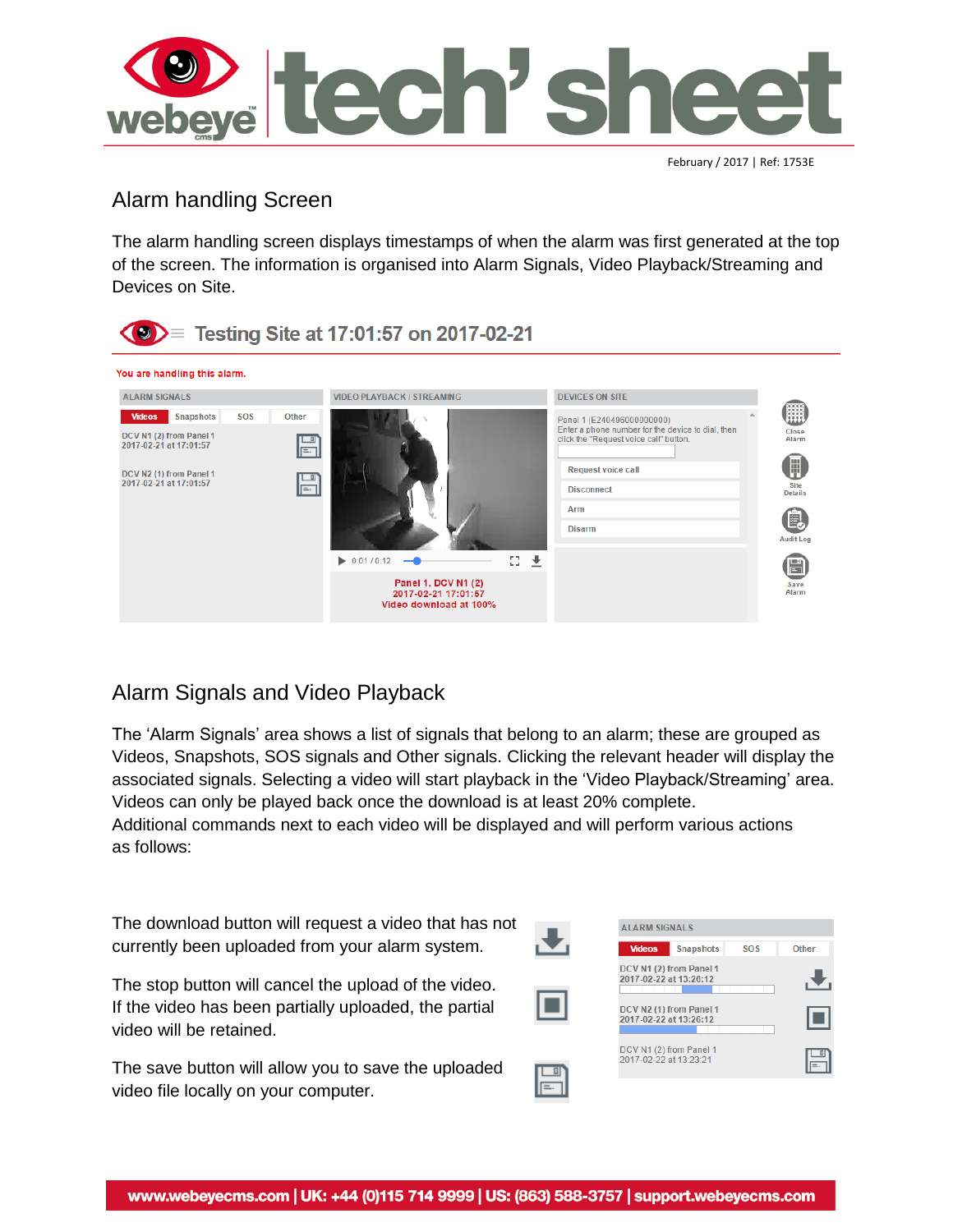February / 2017 | Ref: 1753E

## Alarm handling Screen

The alarm handling screen displays timestamps of when the alarm was first generated at the top of the screen. The information is organised into Alarm Signals, Video Playback/Streaming and Devices on Site.

## Alarm Signals and Video Playback

The 'Alarm Signals' area shows a list of signals that belong to an alarm; these are grouped as Videos, Snapshots, SOS signals and Other signals. Clicking the relevant header will display the associated signals. Selecting a video will start playback in the 'Video Playback/Streaming' area. Videos can only be played back once the download is at least 20% complete.
Additional commands next to each video will be displayed and will perform various actions as follows:

The download button will request a video that has not currently been uploaded from your alarm system.

The stop button will cancel the upload of the video. If the video has been partially uploaded, the partial video will be retained.

The save button will allow you to save the uploaded video file locally on your computer.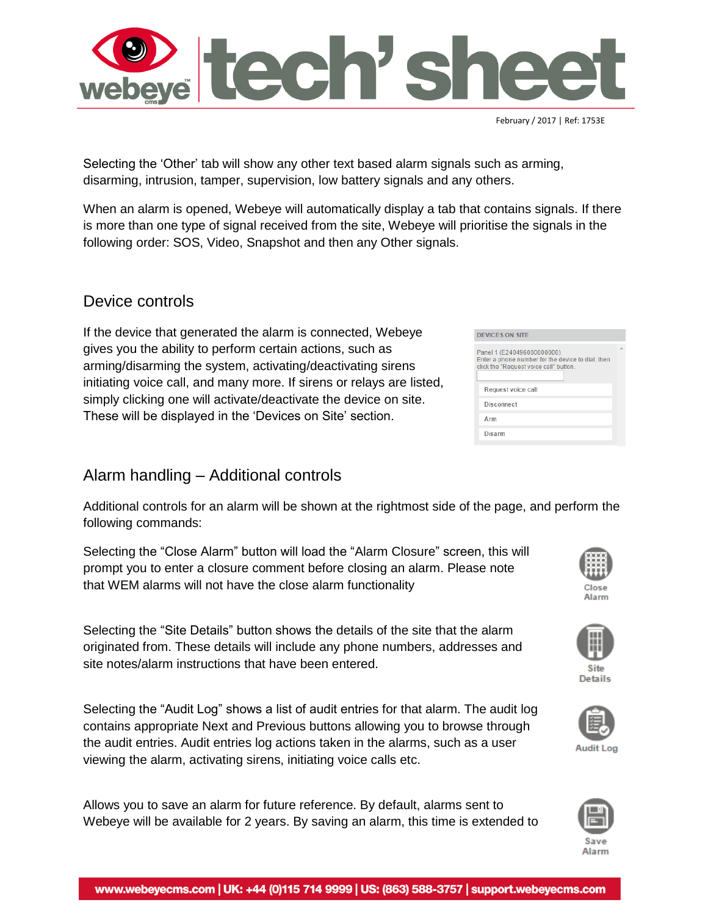Selecting the 'Other' tab will show any other text based alarm signals such as arming, disarming, intrusion, tamper, supervision, low battery signals and any others.

When an alarm is opened, Webeye will automatically display a tab that contains signals. If there is more than one type of signal received from the site, Webeye will prioritise the signals in the following order: SOS, Video, Snapshot and then any Other signals.

## Device controls

If the device that generated the alarm is connected, Webeye gives you the ability to perform certain actions, such as arming/disarming the system, activating/deactivating sirens initiating voice call, and many more. If sirens or relays are listed, simply clicking one will activate/deactivate the device on site. These will be displayed in the 'Devices on Site' section.

DEVICES ON SITE

Panel 1 (E240496000000000)
Enter a phone number for the device to dial, then click the "Request voice call" button.

- Request voice call
- Disconnect
- Arm
- Disarm

## Alarm handling – Additional controls

Additional controls for an alarm will be shown at the rightmost side of the page, and perform the following commands:

Selecting the "Close Alarm" button will load the "Alarm Closure" screen, this will prompt you to enter a closure comment before closing an alarm. Please note that WEM alarms will not have the close alarm functionality

Close Alarm

Selecting the "Site Details" button shows the details of the site that the alarm originated from. These details will include any phone numbers, addresses and site notes/alarm instructions that have been entered.

Site Details

Selecting the "Audit Log" shows a list of audit entries for that alarm. The audit log contains appropriate Next and Previous buttons allowing you to browse through the audit entries. Audit entries log actions taken in the alarms, such as a user viewing the alarm, activating sirens, initiating voice calls etc.

Audit Log

Allows you to save an alarm for future reference. By default, alarms sent to Webeye will be available for 2 years. By saving an alarm, this time is extended to

Save Alarm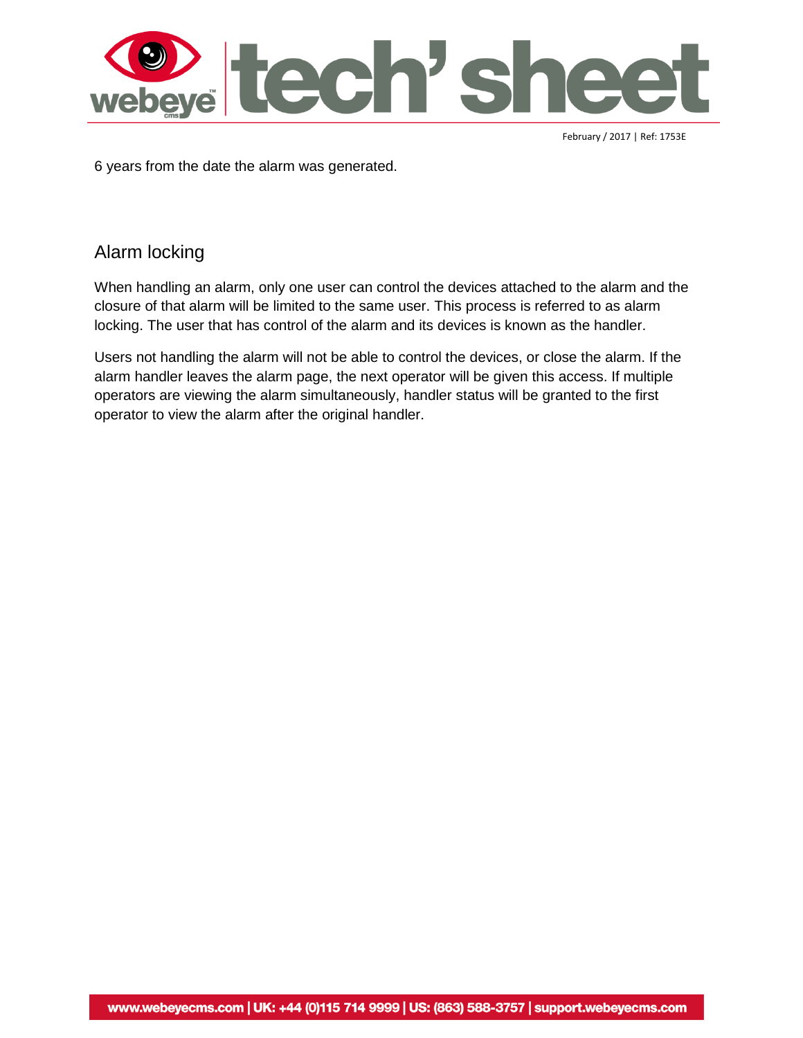6 years from the date the alarm was generated.

## Alarm locking

When handling an alarm, only one user can control the devices attached to the alarm and the closure of that alarm will be limited to the same user. This process is referred to as alarm locking. The user that has control of the alarm and its devices is known as the handler.

Users not handling the alarm will not be able to control the devices, or close the alarm. If the alarm handler leaves the alarm page, the next operator will be given this access. If multiple operators are viewing the alarm simultaneously, handler status will be granted to the first operator to view the alarm after the original handler.